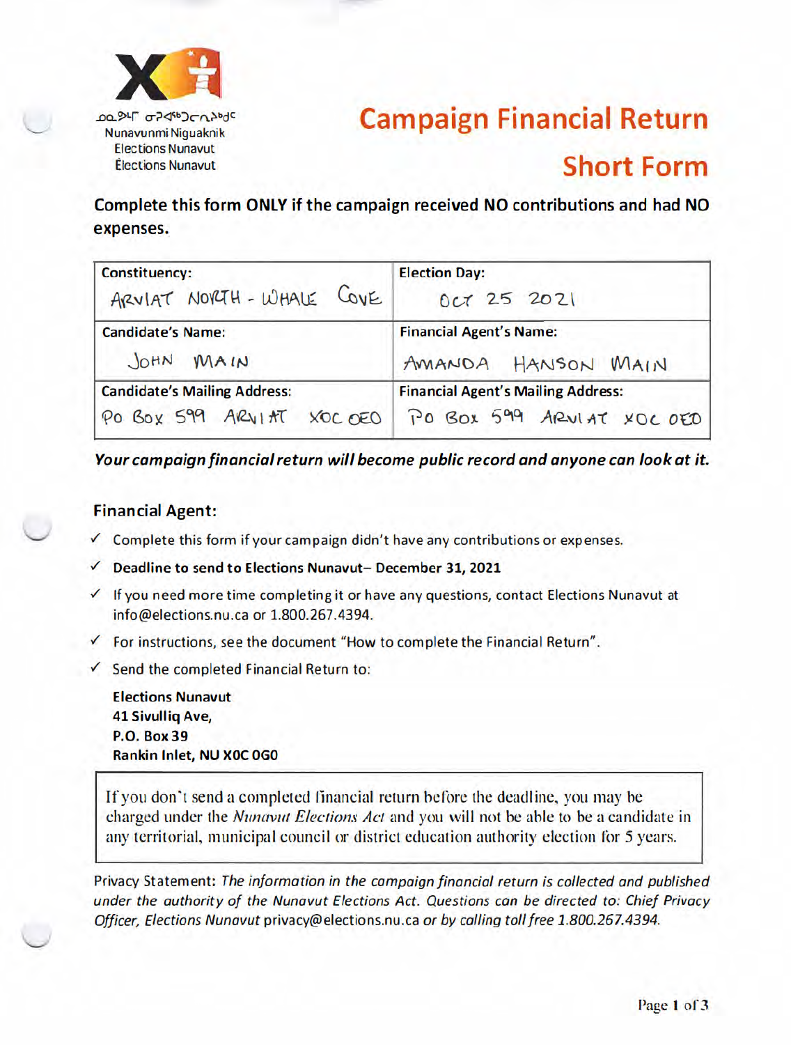ᓄᓇᕗᒥ ᓂᕈᐊᖅᑐᓄᑦ
Nunavunmi Niguaknik
Elections Nunavut
Élections Nunavut

# Campaign Financial Return Short Form

**Complete this form ONLY if the campaign received NO contributions and had NO expenses.**

| Constituency: ARVIAT NORTH - WHALE COVE | Election Day: OCT 25 2021 |
|---|---|
| Candidate's Name: JOHN MAIN | Financial Agent's Name: AMANDA HANSON MAIN |
| Candidate's Mailing Address: PO BOX 599 ARVIAT X0C 0E0 | Financial Agent's Mailing Address: PO BOX 599 ARVIAT X0C 0E0 |

***Your campaign financial return will become public record and anyone can look at it.***

## Financial Agent:

- ✓ Complete this form if your campaign didn't have any contributions or expenses.
- ✓ **Deadline to send to Elections Nunavut– December 31, 2021**
- ✓ If you need more time completing it or have any questions, contact Elections Nunavut at info@elections.nu.ca or 1.800.267.4394.
- ✓ For instructions, see the document "How to complete the Financial Return".
- ✓ Send the completed Financial Return to:

**Elections Nunavut**
**41 Sivulliq Ave,**
**P.O. Box 39**
**Rankin Inlet, NU X0C 0G0**

> If you don't send a completed financial return before the deadline, you may be charged under the *Nunavut Elections Act* and you will not be able to be a candidate in any territorial, municipal council or district education authority election for 5 years.

Privacy Statement: *The information in the campaign financial return is collected and published under the authority of the Nunavut Elections Act. Questions can be directed to: Chief Privacy Officer, Elections Nunavut* privacy@elections.nu.ca *or by calling toll free 1.800.267.4394.*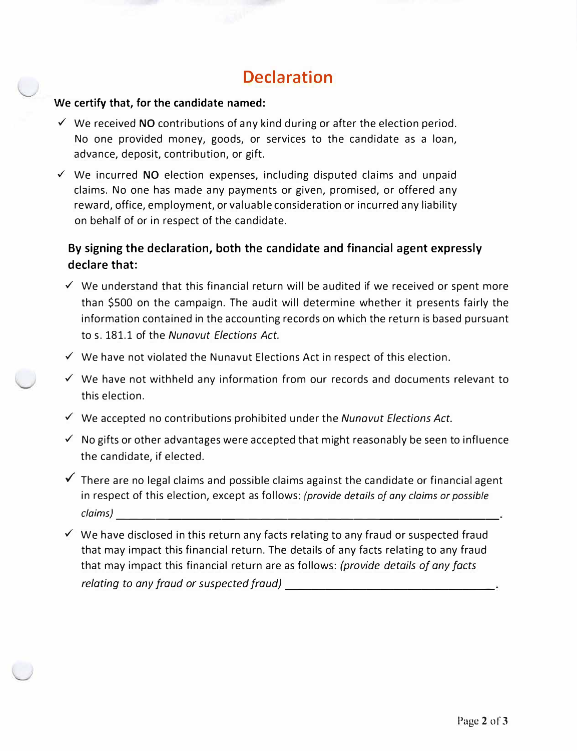# Declaration

**We certify that, for the candidate named:**

- ✓ We received **NO** contributions of any kind during or after the election period. No one provided money, goods, or services to the candidate as a loan, advance, deposit, contribution, or gift.
- ✓ We incurred **NO** election expenses, including disputed claims and unpaid claims. No one has made any payments or given, promised, or offered any reward, office, employment, or valuable consideration or incurred any liability on behalf of or in respect of the candidate.

**By signing the declaration, both the candidate and financial agent expressly declare that:**

- ✓ We understand that this financial return will be audited if we received or spent more than $500 on the campaign. The audit will determine whether it presents fairly the information contained in the accounting records on which the return is based pursuant to s. 181.1 of the *Nunavut Elections Act.*
- ✓ We have not violated the Nunavut Elections Act in respect of this election.
- ✓ We have not withheld any information from our records and documents relevant to this election.
- ✓ We accepted no contributions prohibited under the *Nunavut Elections Act.*
- ✓ No gifts or other advantages were accepted that might reasonably be seen to influence the candidate, if elected.
- ✓ There are no legal claims and possible claims against the candidate or financial agent in respect of this election, except as follows: *(provide details of any claims or possible claims)* ____________________________________________.
- ✓ We have disclosed in this return any facts relating to any fraud or suspected fraud that may impact this financial return. The details of any facts relating to any fraud that may impact this financial return are as follows: *(provide details of any facts relating to any fraud or suspected fraud)* ______________________________.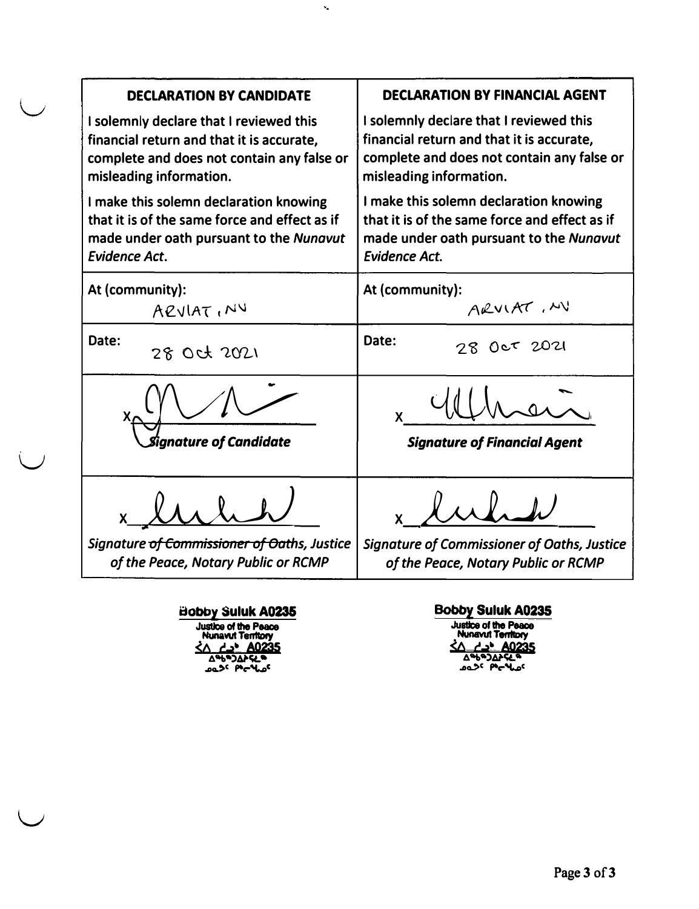| DECLARATION BY CANDIDATE | DECLARATION BY FINANCIAL AGENT |
|---|---|
| I solemnly declare that I reviewed this financial return and that it is accurate, complete and does not contain any false or misleading information.<br><br>I make this solemn declaration knowing that it is of the same force and effect as if made under oath pursuant to the *Nunavut Evidence Act*. | I solemnly declare that I reviewed this financial return and that it is accurate, complete and does not contain any false or misleading information.<br><br>I make this solemn declaration knowing that it is of the same force and effect as if made under oath pursuant to the *Nunavut Evidence Act*. |
| At (community): ARVIAT, NU | At (community): ARVIAT, NU |
| Date: 28 Oct 2021 | Date: 28 Oct 2021 |
| X________________<br>***Signature of Candidate*** | X________________<br>***Signature of Financial Agent*** |
| X________________<br>*Signature ~~of Commissioner of Oaths~~, Justice of the Peace, Notary Public or RCMP* | X________________<br>*Signature of Commissioner of Oaths, Justice of the Peace, Notary Public or RCMP* |

**Bobby Suluk A0235**
Justice of the Peace
Nunavut Territory
ᓵᐱ ᓱᓗᒃ A0235
ᐃᖅᑲᖅᑐᐃᔨᑦᑎᓐᓄᑦ
ᓄᓇᕗᑦ ᑭᒡᓕᖓᓐᓂ

**Bobby Suluk A0235**
Justice of the Peace
Nunavut Territory
ᓵᐱ ᓱᓗᒃ A0235
ᐃᖅᑲᖅᑐᐃᔨᑦᑎᓐᓄᑦ
ᓄᓇᕗᑦ ᑭᒡᓕᖓᓐᓂ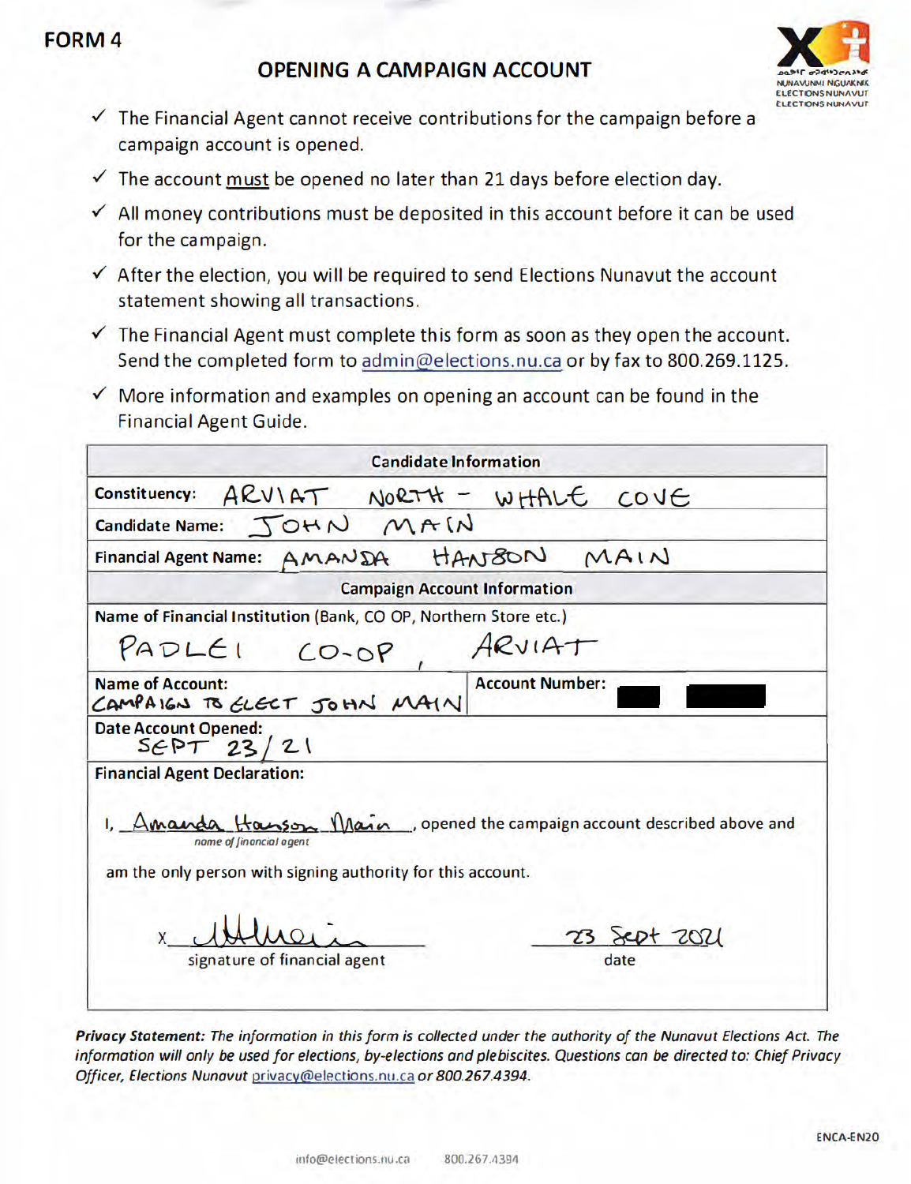FORM 4

# OPENING A CAMPAIGN ACCOUNT

- ✓ The Financial Agent cannot receive contributions for the campaign before a campaign account is opened.
- ✓ The account must be opened no later than 21 days before election day.
- ✓ All money contributions must be deposited in this account before it can be used for the campaign.
- ✓ After the election, you will be required to send Elections Nunavut the account statement showing all transactions.
- ✓ The Financial Agent must complete this form as soon as they open the account. Send the completed form to admin@elections.nu.ca or by fax to 800.269.1125.
- ✓ More information and examples on opening an account can be found in the Financial Agent Guide.

| **Candidate Information** | |
|---|---|
| **Constituency:** ARVIAT NORTH - WHALE COVE | |
| **Candidate Name:** JOHN MAIN | |
| **Financial Agent Name:** AMANDA HANSON MAIN | |
| **Campaign Account Information** | |
| **Name of Financial Institution** (Bank, CO OP, Northern Store etc.) PADLEI CO-OP, ARVIAT | |
| **Name of Account:** CAMPAIGN TO ELECT JOHN MAIN | **Account Number:** [redacted] |
| **Date Account Opened:** SEPT 23/21 | |

**Financial Agent Declaration:**

I, Amanda Hanson Main (*name of financial agent*), opened the campaign account described above and am the only person with signing authority for this account.

x [signature] — signature of financial agent

23 Sept 2021 — date

***Privacy Statement:*** *The information in this form is collected under the authority of the Nunavut Elections Act. The information will only be used for elections, by-elections and plebiscites. Questions can be directed to: Chief Privacy Officer, Elections Nunavut privacy@elections.nu.ca or 800.267.4394.*

ENCA-EN20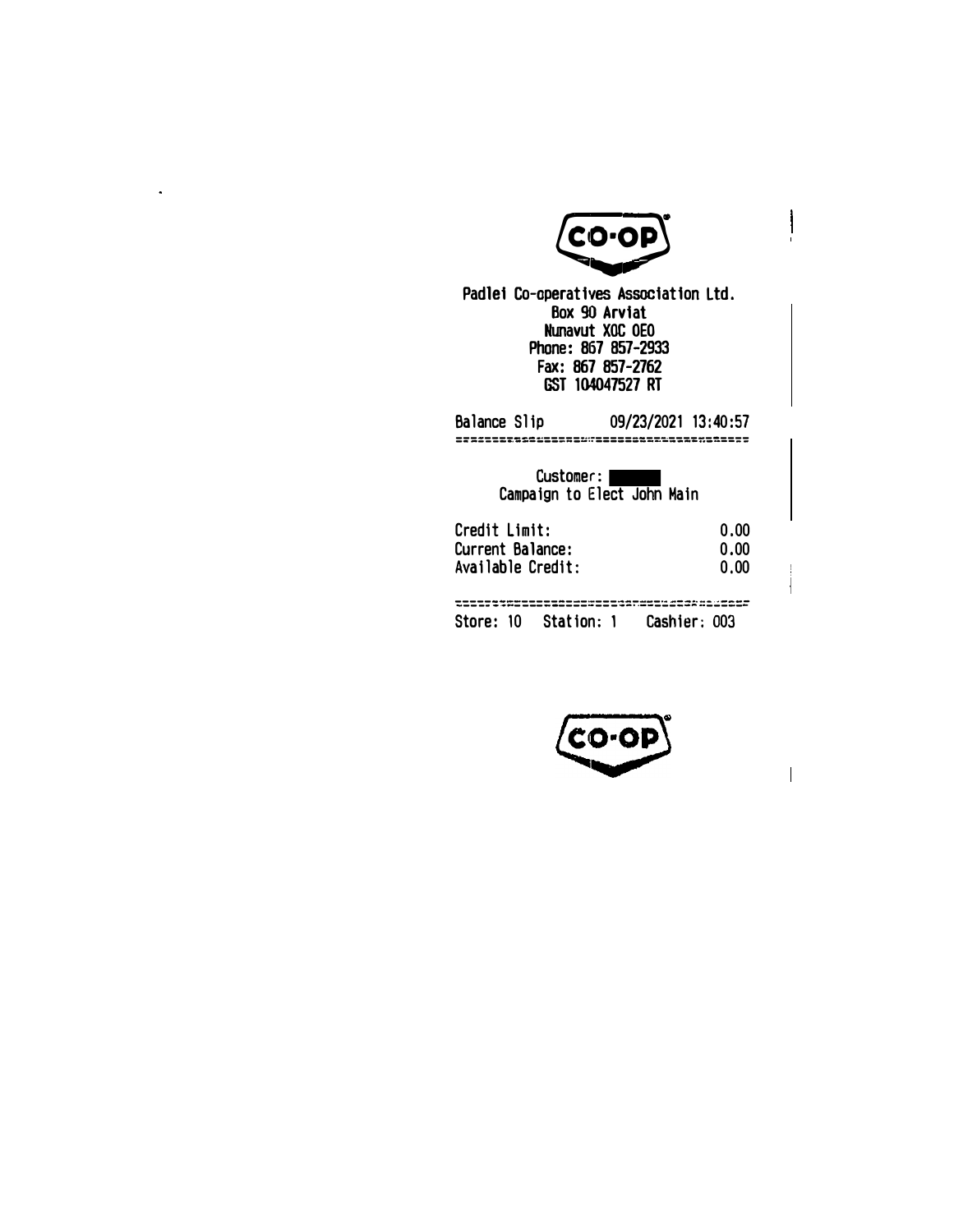CO-OP

Padlei Co-operatives Association Ltd.
Box 90 Arviat
Nunavut X0C 0E0
Phone: 867 857-2933
Fax: 867 857-2762
GST 104047527 RT

Balance Slip 09/23/2021 13:40:57

==========================================

Customer: ██████
Campaign to Elect John Main

| | |
|---|---|
| Credit Limit: | 0.00 |
| Current Balance: | 0.00 |
| Available Credit: | 0.00 |

==========================================

Store: 10 Station: 1 Cashier: 003

CO-OP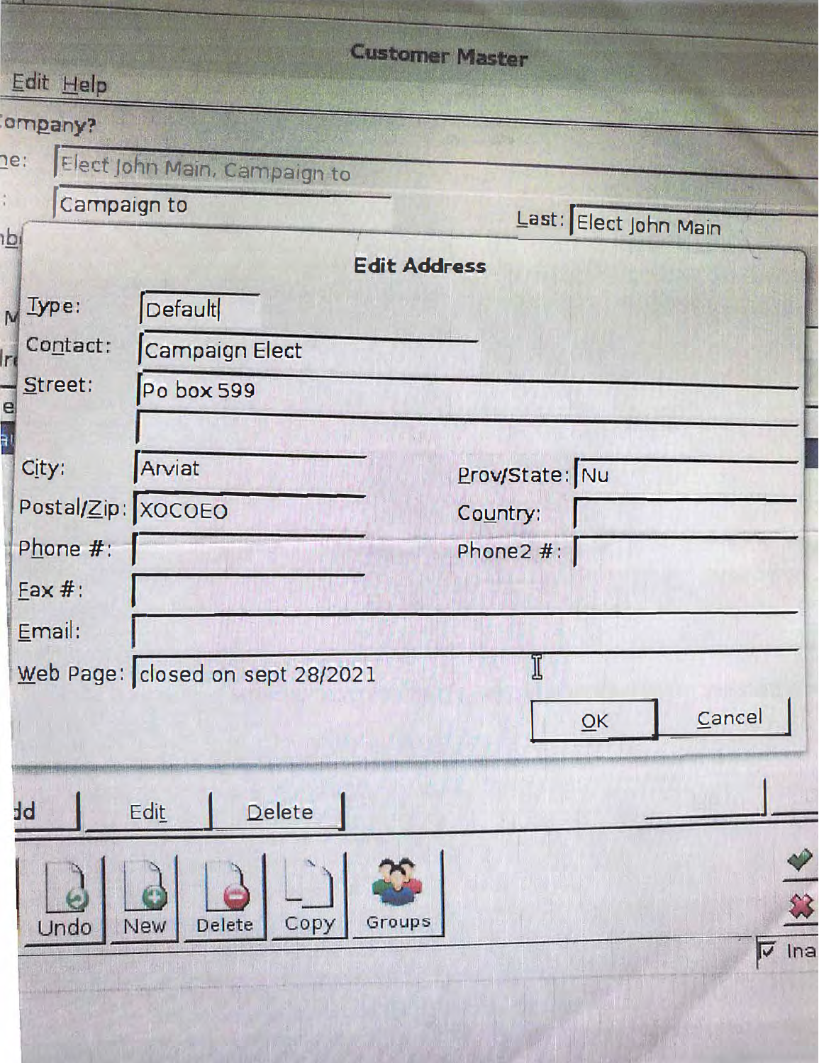# Customer Master

Edit Help

ompany?

ne: Elect John Main, Campaign to

Campaign to

Last: Elect John Main

## Edit Address

Type: Default

Contact: Campaign Elect

Street: Po box 599

City: Arviat

Prov/State: Nu

Postal/Zip: XOCOEO

Country:

Phone #:

Phone2 #:

Fax #:

Email:

Web Page: closed on sept 28/2021

OK Cancel

dd Edit Delete

Undo New Delete Copy Groups

Ina